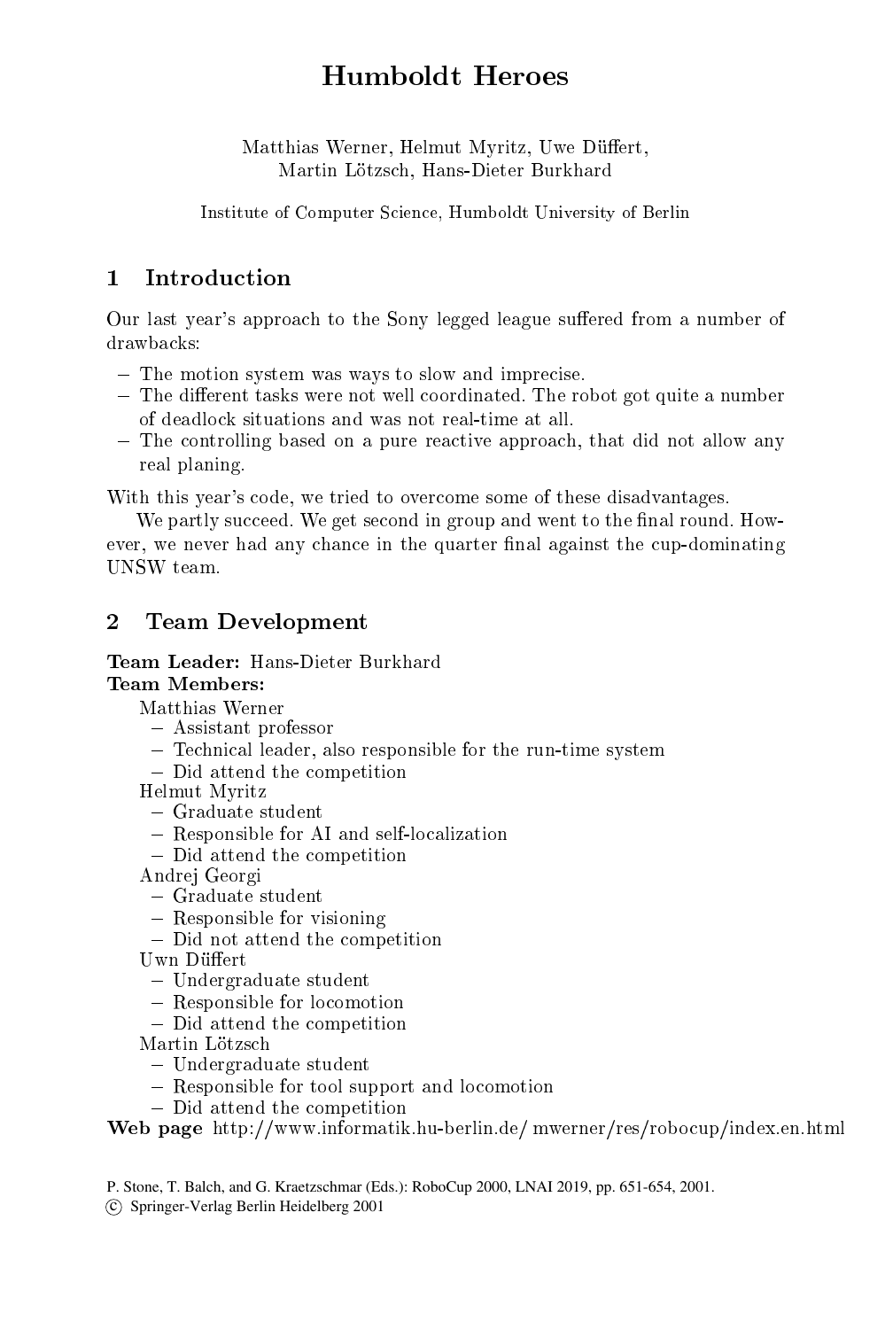# Humboldt Heroes

Matthias Werner, Helmut Myritz, Uwe Düffert, Martin Lötzsch, Hans-Dieter Burkhard

Institute of Computer Science, Humboldt University of Berlin

## 1 Introduction

Our last year's approach to the Sony legged league suffered from a number of drawbacks:

- The motion system was ways to slow and imprecise.
- The different tasks were not well coordinated. The robot got quite a number of deadlock situations and was not real-time at all.
- The controlling based on a pure reactive approach, that did not allow any real planing.

With this year's code, we tried to overcome some of these disadvantages.

We partly succeed. We get second in group and went to the final round. However, we never had any chance in the quarter final against the cup-dominating UNSW team.

## 2 Team Development

**Team Leader:** Hans-Dieter Burkhard
**Team Members:**

Matthias Werner
- Assistant professor
- Technical leader, also responsible for the run-time system
- Did attend the competition

Helmut Myritz
- Graduate student
- Responsible for AI and self-localization
- Did attend the competition

Andrej Georgi
- Graduate student
- Responsible for visioning
- Did not attend the competition

Uwn Düffert
- Undergraduate student
- Responsible for locomotion
- Did attend the competition

Martin Lötzsch
- Undergraduate student
- Responsible for tool support and locomotion
- Did attend the competition

**Web page** http://www.informatik.hu-berlin.de/ mwerner/res/robocup/index.en.html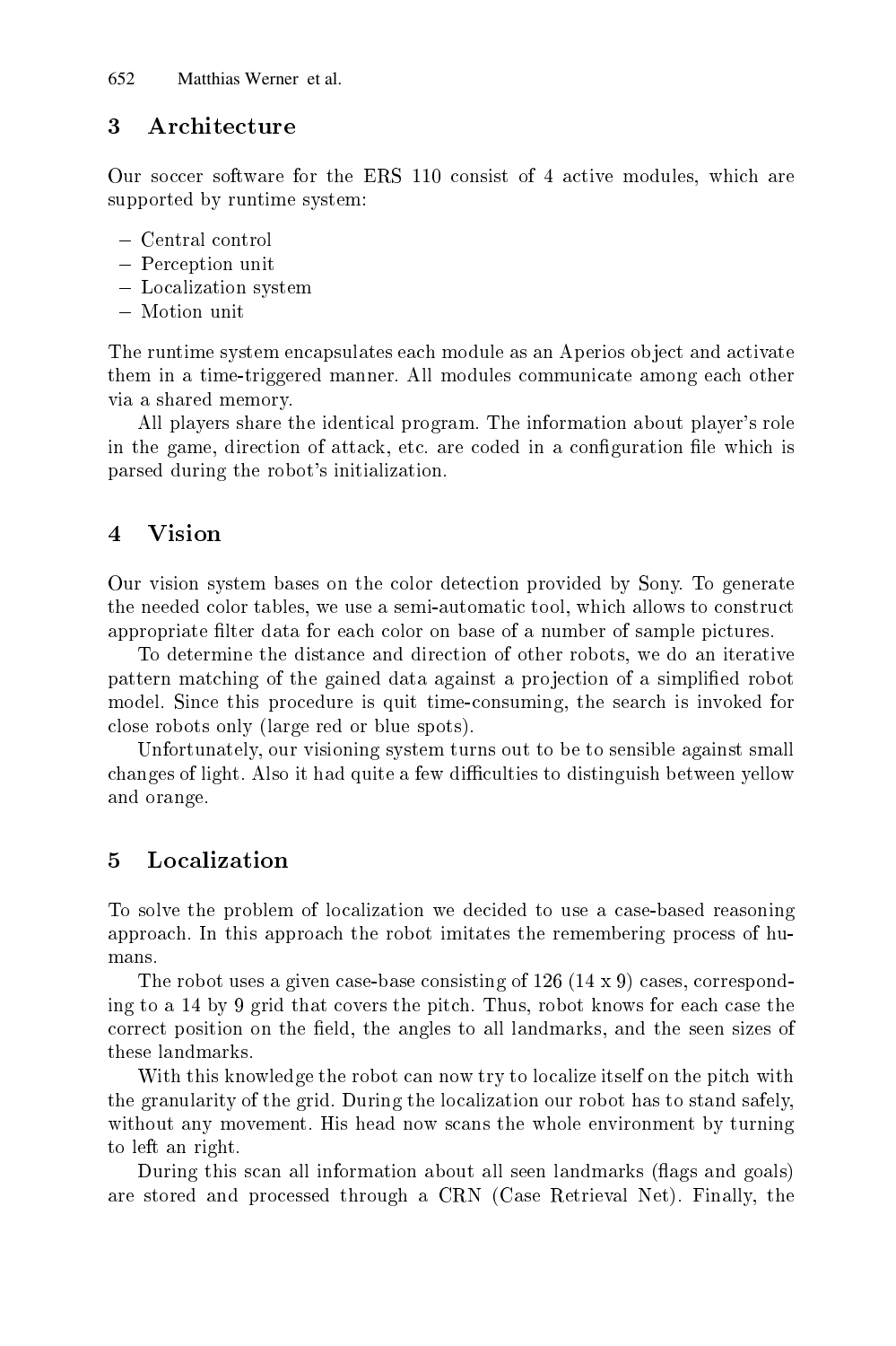## 3 Architecture

Our soccer software for the ERS 110 consist of 4 active modules, which are supported by runtime system:

- Central control
- Perception unit
- Localization system
- Motion unit

The runtime system encapsulates each module as an Aperios object and activate them in a time-triggered manner. All modules communicate among each other via a shared memory.

All players share the identical program. The information about player's role in the game, direction of attack, etc. are coded in a configuration file which is parsed during the robot's initialization.

## 4 Vision

Our vision system bases on the color detection provided by Sony. To generate the needed color tables, we use a semi-automatic tool, which allows to construct appropriate filter data for each color on base of a number of sample pictures.

To determine the distance and direction of other robots, we do an iterative pattern matching of the gained data against a projection of a simplified robot model. Since this procedure is quit time-consuming, the search is invoked for close robots only (large red or blue spots).

Unfortunately, our visioning system turns out to be to sensible against small changes of light. Also it had quite a few difficulties to distinguish between yellow and orange.

## 5 Localization

To solve the problem of localization we decided to use a case-based reasoning approach. In this approach the robot imitates the remembering process of humans.

The robot uses a given case-base consisting of 126 (14 x 9) cases, corresponding to a 14 by 9 grid that covers the pitch. Thus, robot knows for each case the correct position on the field, the angles to all landmarks, and the seen sizes of these landmarks.

With this knowledge the robot can now try to localize itself on the pitch with the granularity of the grid. During the localization our robot has to stand safely, without any movement. His head now scans the whole environment by turning to left an right.

During this scan all information about all seen landmarks (flags and goals) are stored and processed through a CRN (Case Retrieval Net). Finally, the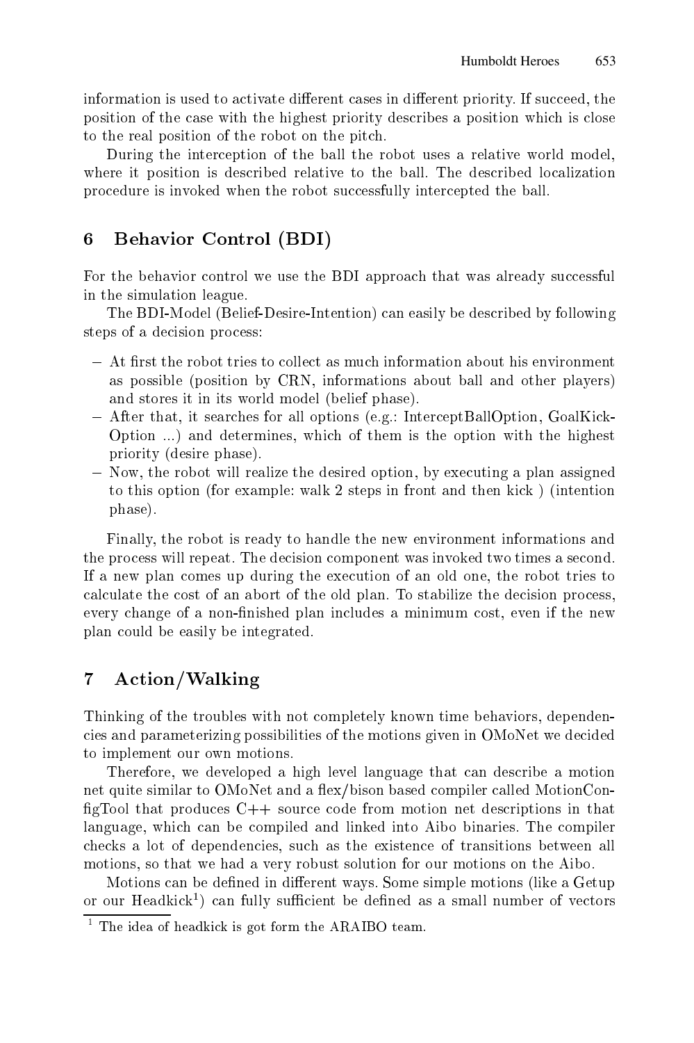information is used to activate different cases in different priority. If succeed, the position of the case with the highest priority describes a position which is close to the real position of the robot on the pitch.

During the interception of the ball the robot uses a relative world model, where it position is described relative to the ball. The described localization procedure is invoked when the robot successfully intercepted the ball.

## 6 Behavior Control (BDI)

For the behavior control we use the BDI approach that was already successful in the simulation league.

The BDI-Model (Belief-Desire-Intention) can easily be described by following steps of a decision process:

- At first the robot tries to collect as much information about his environment as possible (position by CRN, informations about ball and other players) and stores it in its world model (belief phase).
- After that, it searches for all options (e.g.: InterceptBallOption, GoalKick-Option ...) and determines, which of them is the option with the highest priority (desire phase).
- Now, the robot will realize the desired option, by executing a plan assigned to this option (for example: walk 2 steps in front and then kick ) (intention phase).

Finally, the robot is ready to handle the new environment informations and the process will repeat. The decision component was invoked two times a second. If a new plan comes up during the execution of an old one, the robot tries to calculate the cost of an abort of the old plan. To stabilize the decision process, every change of a non-finished plan includes a minimum cost, even if the new plan could be easily be integrated.

## 7 Action/Walking

Thinking of the troubles with not completely known time behaviors, dependencies and parameterizing possibilities of the motions given in OMoNet we decided to implement our own motions.

Therefore, we developed a high level language that can describe a motion net quite similar to OMoNet and a flex/bison based compiler called MotionConfigTool that produces C++ source code from motion net descriptions in that language, which can be compiled and linked into Aibo binaries. The compiler checks a lot of dependencies, such as the existence of transitions between all motions, so that we had a very robust solution for our motions on the Aibo.

Motions can be defined in different ways. Some simple motions (like a Getup or our Headkick[1]) can fully sufficient be defined as a small number of vectors

[1] The idea of headkick is got form the ARAIBO team.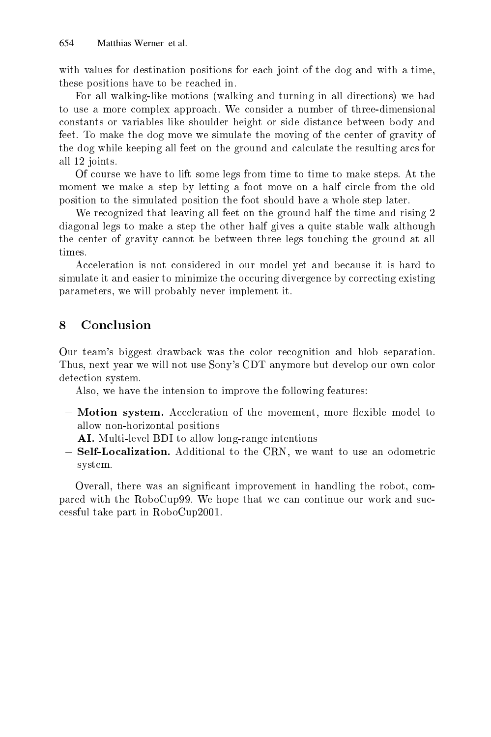with values for destination positions for each joint of the dog and with a time, these positions have to be reached in.

For all walking-like motions (walking and turning in all directions) we had to use a more complex approach. We consider a number of three-dimensional constants or variables like shoulder height or side distance between body and feet. To make the dog move we simulate the moving of the center of gravity of the dog while keeping all feet on the ground and calculate the resulting arcs for all 12 joints.

Of course we have to lift some legs from time to time to make steps. At the moment we make a step by letting a foot move on a half circle from the old position to the simulated position the foot should have a whole step later.

We recognized that leaving all feet on the ground half the time and rising 2 diagonal legs to make a step the other half gives a quite stable walk although the center of gravity cannot be between three legs touching the ground at all times.

Acceleration is not considered in our model yet and because it is hard to simulate it and easier to minimize the occuring divergence by correcting existing parameters, we will probably never implement it.

## 8 Conclusion

Our team's biggest drawback was the color recognition and blob separation. Thus, next year we will not use Sony's CDT anymore but develop our own color detection system.

Also, we have the intension to improve the following features:

- **Motion system.** Acceleration of the movement, more flexible model to allow non-horizontal positions
- **AI.** Multi-level BDI to allow long-range intentions
- **Self-Localization.** Additional to the CRN, we want to use an odometric system.

Overall, there was an significant improvement in handling the robot, compared with the RoboCup99. We hope that we can continue our work and successful take part in RoboCup2001.